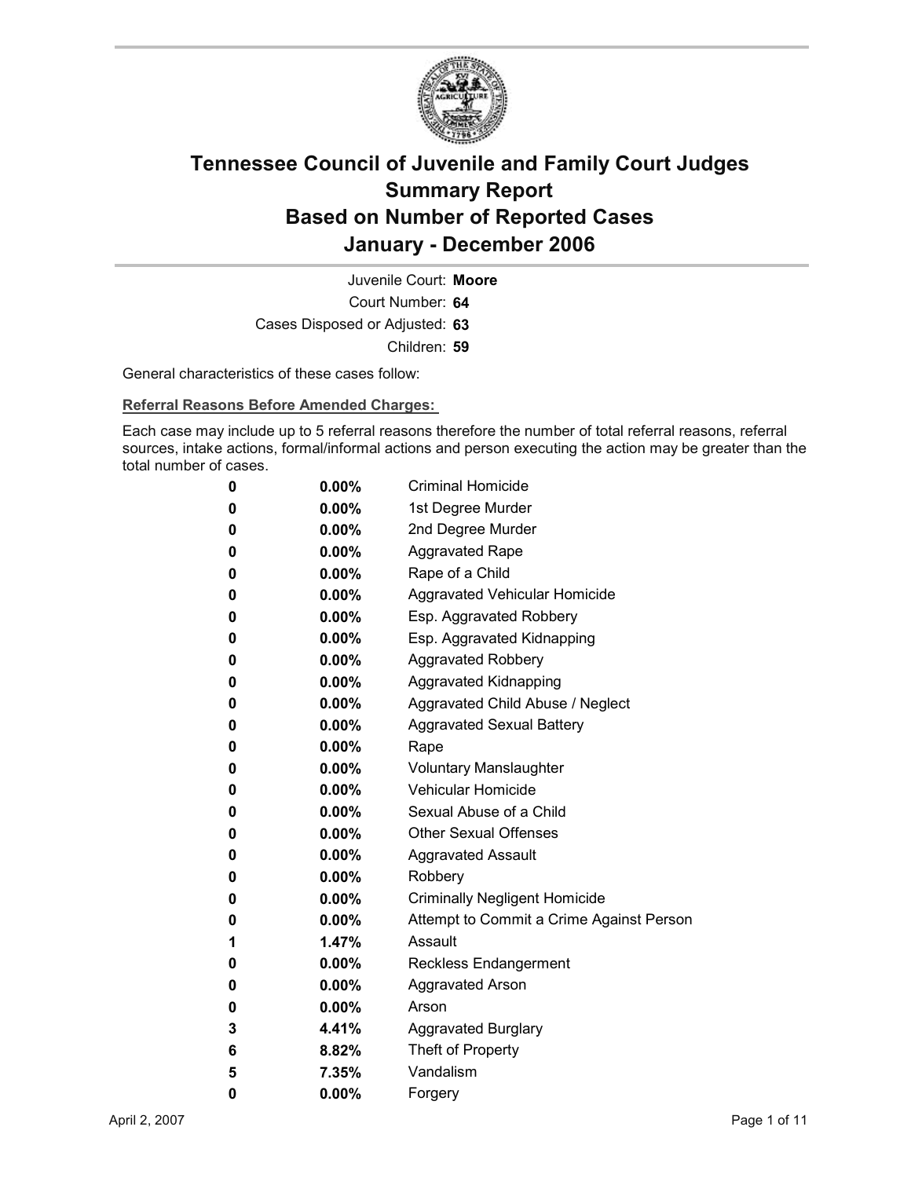# Tennessee Council of Juvenile and Family Court Judges
# Summary Report
# Based on Number of Reported Cases
# January - December 2006

Juvenile Court: **Moore**

Court Number: **64**

Cases Disposed or Adjusted: **63**

Children: **59**

General characteristics of these cases follow:

**Referral Reasons Before Amended Charges:**

Each case may include up to 5 referral reasons therefore the number of total referral reasons, referral sources, intake actions, formal/informal actions and person executing the action may be greater than the total number of cases.

| | | |
|---|---|---|
| 0 | 0.00% | Criminal Homicide |
| 0 | 0.00% | 1st Degree Murder |
| 0 | 0.00% | 2nd Degree Murder |
| 0 | 0.00% | Aggravated Rape |
| 0 | 0.00% | Rape of a Child |
| 0 | 0.00% | Aggravated Vehicular Homicide |
| 0 | 0.00% | Esp. Aggravated Robbery |
| 0 | 0.00% | Esp. Aggravated Kidnapping |
| 0 | 0.00% | Aggravated Robbery |
| 0 | 0.00% | Aggravated Kidnapping |
| 0 | 0.00% | Aggravated Child Abuse / Neglect |
| 0 | 0.00% | Aggravated Sexual Battery |
| 0 | 0.00% | Rape |
| 0 | 0.00% | Voluntary Manslaughter |
| 0 | 0.00% | Vehicular Homicide |
| 0 | 0.00% | Sexual Abuse of a Child |
| 0 | 0.00% | Other Sexual Offenses |
| 0 | 0.00% | Aggravated Assault |
| 0 | 0.00% | Robbery |
| 0 | 0.00% | Criminally Negligent Homicide |
| 0 | 0.00% | Attempt to Commit a Crime Against Person |
| 1 | 1.47% | Assault |
| 0 | 0.00% | Reckless Endangerment |
| 0 | 0.00% | Aggravated Arson |
| 0 | 0.00% | Arson |
| 3 | 4.41% | Aggravated Burglary |
| 6 | 8.82% | Theft of Property |
| 5 | 7.35% | Vandalism |
| 0 | 0.00% | Forgery |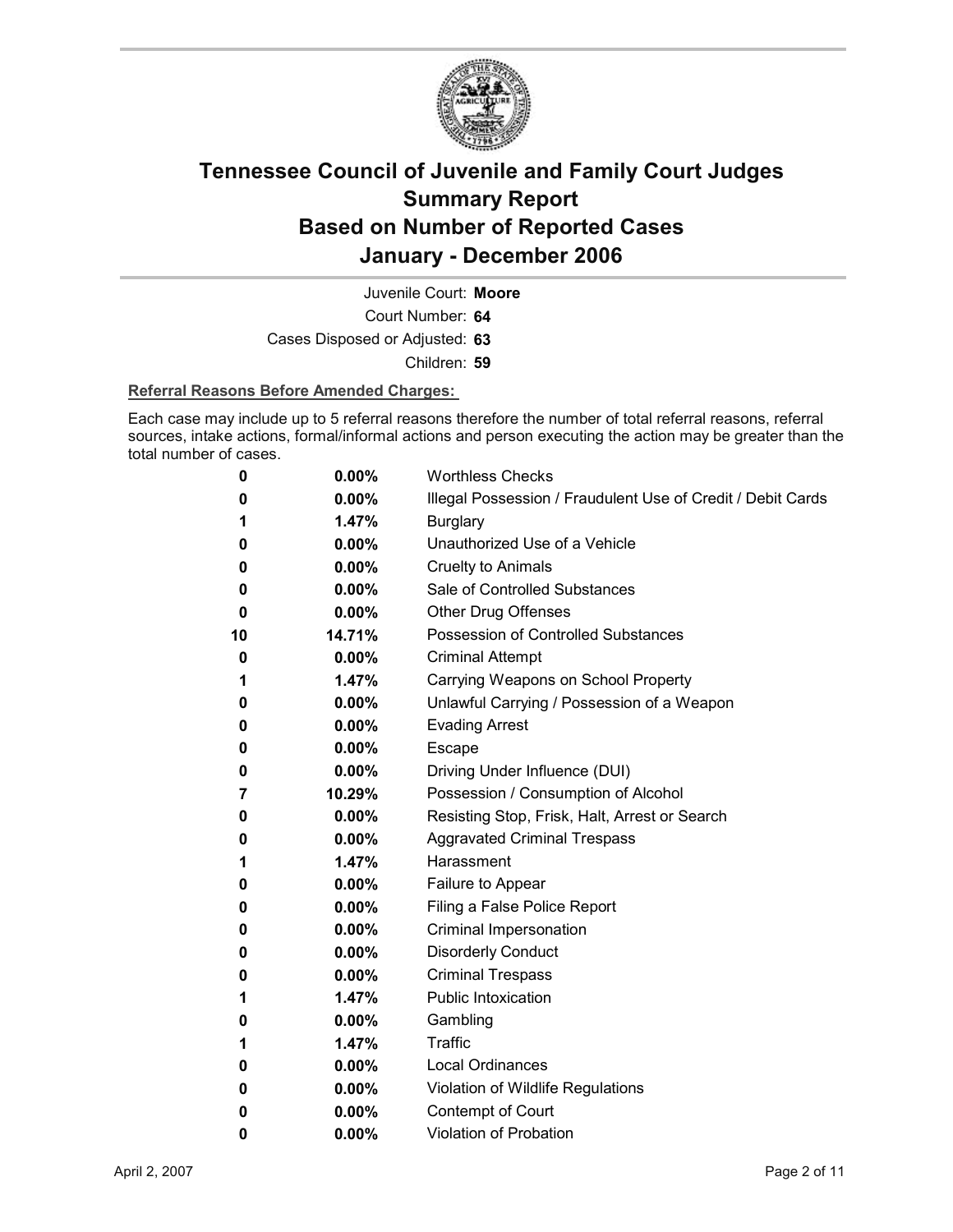# Tennessee Council of Juvenile and Family Court Judges
## Summary Report
## Based on Number of Reported Cases
## January - December 2006

Juvenile Court: **Moore**

Court Number: **64**

Cases Disposed or Adjusted: **63**

Children: **59**

**Referral Reasons Before Amended Charges:**

Each case may include up to 5 referral reasons therefore the number of total referral reasons, referral sources, intake actions, formal/informal actions and person executing the action may be greater than the total number of cases.

| Count | Percent | Referral Reason |
|---|---|---|
| 0 | 0.00% | Worthless Checks |
| 0 | 0.00% | Illegal Possession / Fraudulent Use of Credit / Debit Cards |
| 1 | 1.47% | Burglary |
| 0 | 0.00% | Unauthorized Use of a Vehicle |
| 0 | 0.00% | Cruelty to Animals |
| 0 | 0.00% | Sale of Controlled Substances |
| 0 | 0.00% | Other Drug Offenses |
| 10 | 14.71% | Possession of Controlled Substances |
| 0 | 0.00% | Criminal Attempt |
| 1 | 1.47% | Carrying Weapons on School Property |
| 0 | 0.00% | Unlawful Carrying / Possession of a Weapon |
| 0 | 0.00% | Evading Arrest |
| 0 | 0.00% | Escape |
| 0 | 0.00% | Driving Under Influence (DUI) |
| 7 | 10.29% | Possession / Consumption of Alcohol |
| 0 | 0.00% | Resisting Stop, Frisk, Halt, Arrest or Search |
| 0 | 0.00% | Aggravated Criminal Trespass |
| 1 | 1.47% | Harassment |
| 0 | 0.00% | Failure to Appear |
| 0 | 0.00% | Filing a False Police Report |
| 0 | 0.00% | Criminal Impersonation |
| 0 | 0.00% | Disorderly Conduct |
| 0 | 0.00% | Criminal Trespass |
| 1 | 1.47% | Public Intoxication |
| 0 | 0.00% | Gambling |
| 1 | 1.47% | Traffic |
| 0 | 0.00% | Local Ordinances |
| 0 | 0.00% | Violation of Wildlife Regulations |
| 0 | 0.00% | Contempt of Court |
| 0 | 0.00% | Violation of Probation |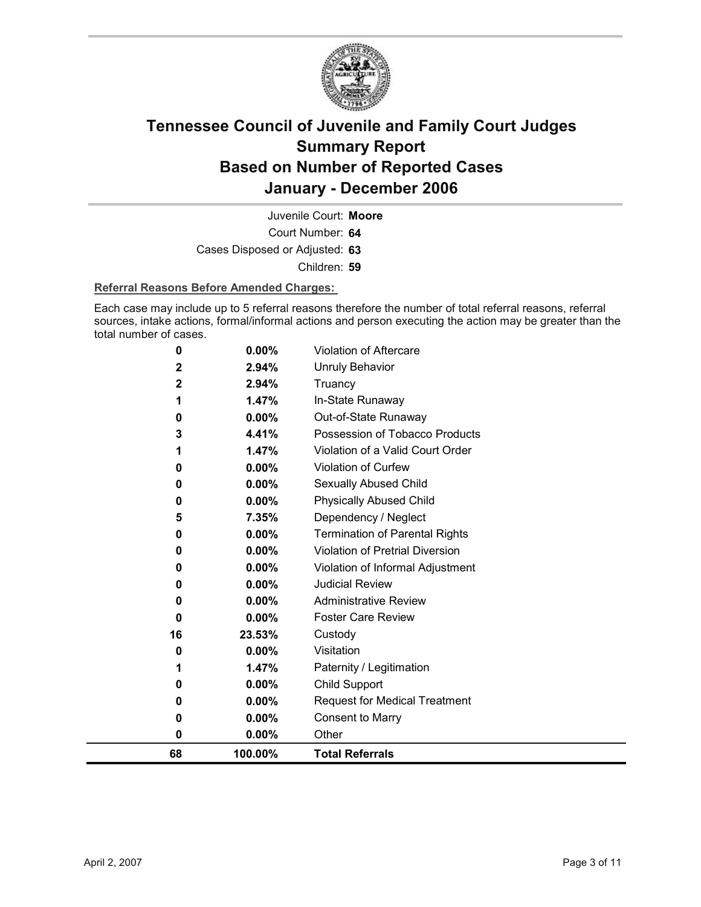# Tennessee Council of Juvenile and Family Court Judges Summary Report Based on Number of Reported Cases January - December 2006

Juvenile Court: **Moore**

Court Number: **64**

Cases Disposed or Adjusted: **63**

Children: **59**

**Referral Reasons Before Amended Charges:**

Each case may include up to 5 referral reasons therefore the number of total referral reasons, referral sources, intake actions, formal/informal actions and person executing the action may be greater than the total number of cases.

| Count | Percent | Referral Reason |
|---|---|---|
| 0 | 0.00% | Violation of Aftercare |
| 2 | 2.94% | Unruly Behavior |
| 2 | 2.94% | Truancy |
| 1 | 1.47% | In-State Runaway |
| 0 | 0.00% | Out-of-State Runaway |
| 3 | 4.41% | Possession of Tobacco Products |
| 1 | 1.47% | Violation of a Valid Court Order |
| 0 | 0.00% | Violation of Curfew |
| 0 | 0.00% | Sexually Abused Child |
| 0 | 0.00% | Physically Abused Child |
| 5 | 7.35% | Dependency / Neglect |
| 0 | 0.00% | Termination of Parental Rights |
| 0 | 0.00% | Violation of Pretrial Diversion |
| 0 | 0.00% | Violation of Informal Adjustment |
| 0 | 0.00% | Judicial Review |
| 0 | 0.00% | Administrative Review |
| 0 | 0.00% | Foster Care Review |
| 16 | 23.53% | Custody |
| 0 | 0.00% | Visitation |
| 1 | 1.47% | Paternity / Legitimation |
| 0 | 0.00% | Child Support |
| 0 | 0.00% | Request for Medical Treatment |
| 0 | 0.00% | Consent to Marry |
| 0 | 0.00% | Other |
| **68** | **100.00%** | **Total Referrals** |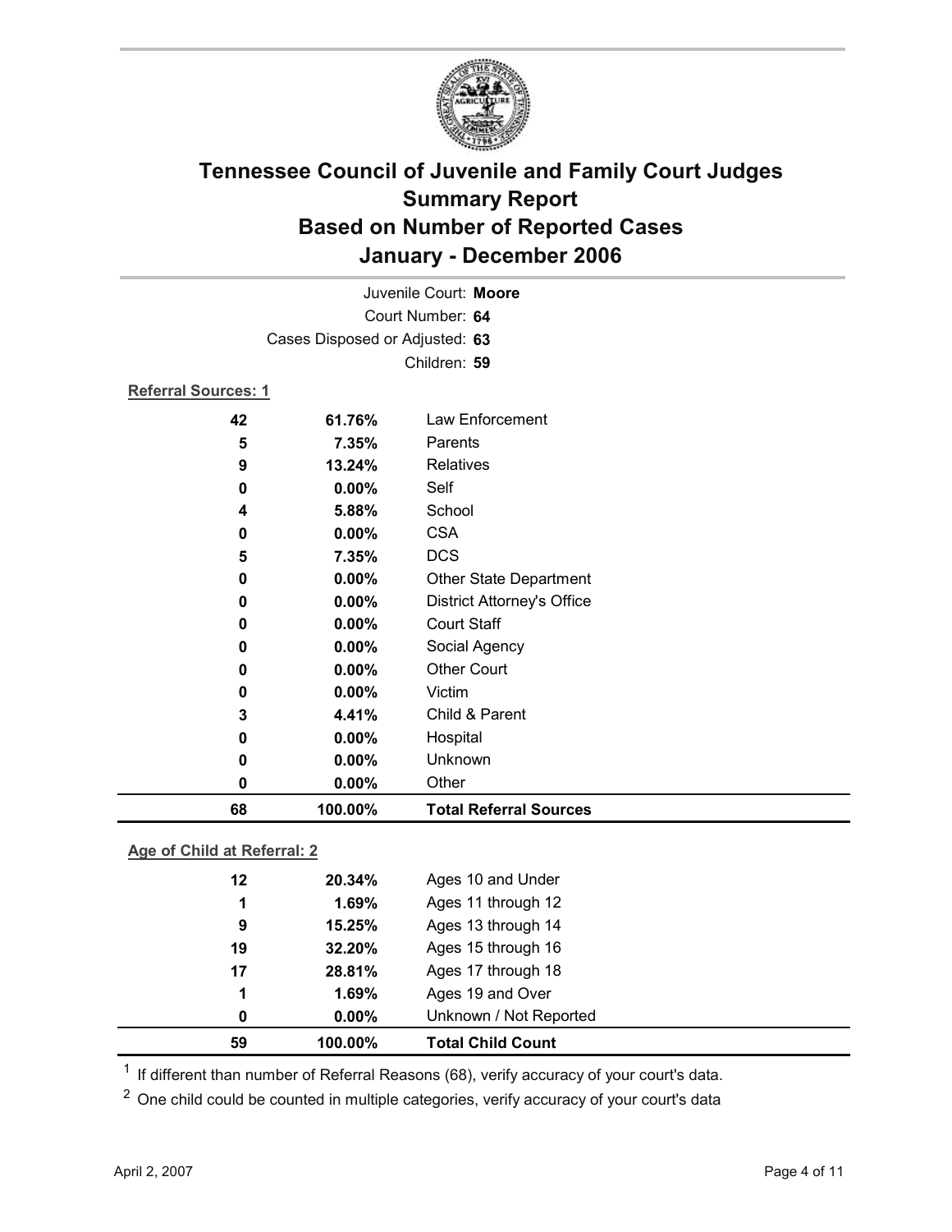# Tennessee Council of Juvenile and Family Court Judges
## Summary Report
## Based on Number of Reported Cases
## January - December 2006

Juvenile Court: **Moore**
Court Number: **64**
Cases Disposed or Adjusted: **63**
Children: **59**

**Referral Sources: 1**

| | | |
|---|---|---|
| 42 | 61.76% | Law Enforcement |
| 5 | 7.35% | Parents |
| 9 | 13.24% | Relatives |
| 0 | 0.00% | Self |
| 4 | 5.88% | School |
| 0 | 0.00% | CSA |
| 5 | 7.35% | DCS |
| 0 | 0.00% | Other State Department |
| 0 | 0.00% | District Attorney's Office |
| 0 | 0.00% | Court Staff |
| 0 | 0.00% | Social Agency |
| 0 | 0.00% | Other Court |
| 0 | 0.00% | Victim |
| 3 | 4.41% | Child & Parent |
| 0 | 0.00% | Hospital |
| 0 | 0.00% | Unknown |
| 0 | 0.00% | Other |
| **68** | **100.00%** | **Total Referral Sources** |

**Age of Child at Referral: 2**

| | | |
|---|---|---|
| 12 | 20.34% | Ages 10 and Under |
| 1 | 1.69% | Ages 11 through 12 |
| 9 | 15.25% | Ages 13 through 14 |
| 19 | 32.20% | Ages 15 through 16 |
| 17 | 28.81% | Ages 17 through 18 |
| 1 | 1.69% | Ages 19 and Over |
| 0 | 0.00% | Unknown / Not Reported |
| **59** | **100.00%** | **Total Child Count** |

[1] If different than number of Referral Reasons (68), verify accuracy of your court's data.

[2] One child could be counted in multiple categories, verify accuracy of your court's data

April 2, 2007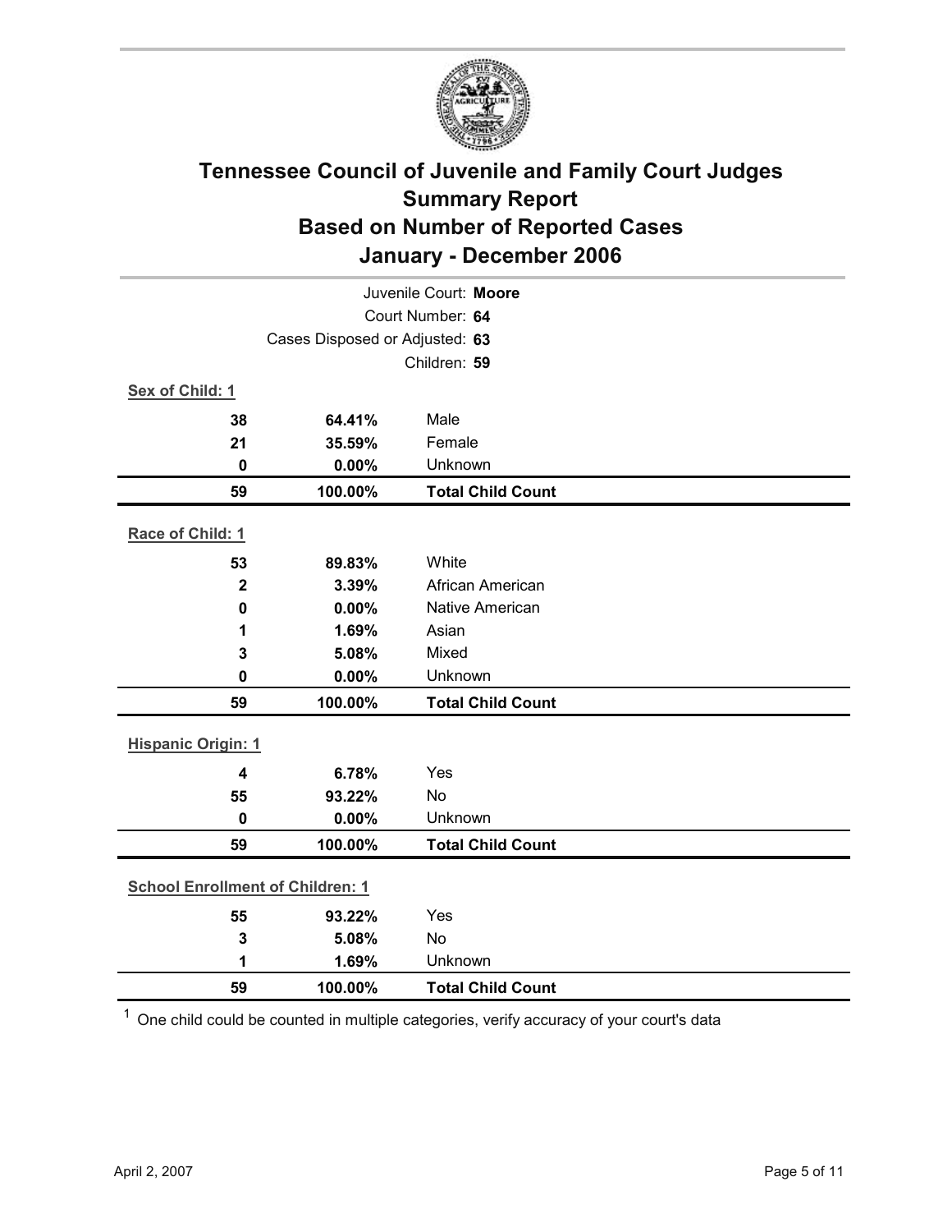# Tennessee Council of Juvenile and Family Court Judges
## Summary Report
## Based on Number of Reported Cases
## January - December 2006

Juvenile Court: **Moore**
Court Number: **64**
Cases Disposed or Adjusted: **63**
Children: **59**

**Sex of Child: 1**

| | | |
|---|---|---|
| **38** | **64.41%** | Male |
| **21** | **35.59%** | Female |
| **0** | **0.00%** | Unknown |
| **59** | **100.00%** | **Total Child Count** |

**Race of Child: 1**

| | | |
|---|---|---|
| **53** | **89.83%** | White |
| **2** | **3.39%** | African American |
| **0** | **0.00%** | Native American |
| **1** | **1.69%** | Asian |
| **3** | **5.08%** | Mixed |
| **0** | **0.00%** | Unknown |
| **59** | **100.00%** | **Total Child Count** |

**Hispanic Origin: 1**

| | | |
|---|---|---|
| **4** | **6.78%** | Yes |
| **55** | **93.22%** | No |
| **0** | **0.00%** | Unknown |
| **59** | **100.00%** | **Total Child Count** |

**School Enrollment of Children: 1**

| | | |
|---|---|---|
| **55** | **93.22%** | Yes |
| **3** | **5.08%** | No |
| **1** | **1.69%** | Unknown |
| **59** | **100.00%** | **Total Child Count** |

[1] One child could be counted in multiple categories, verify accuracy of your court's data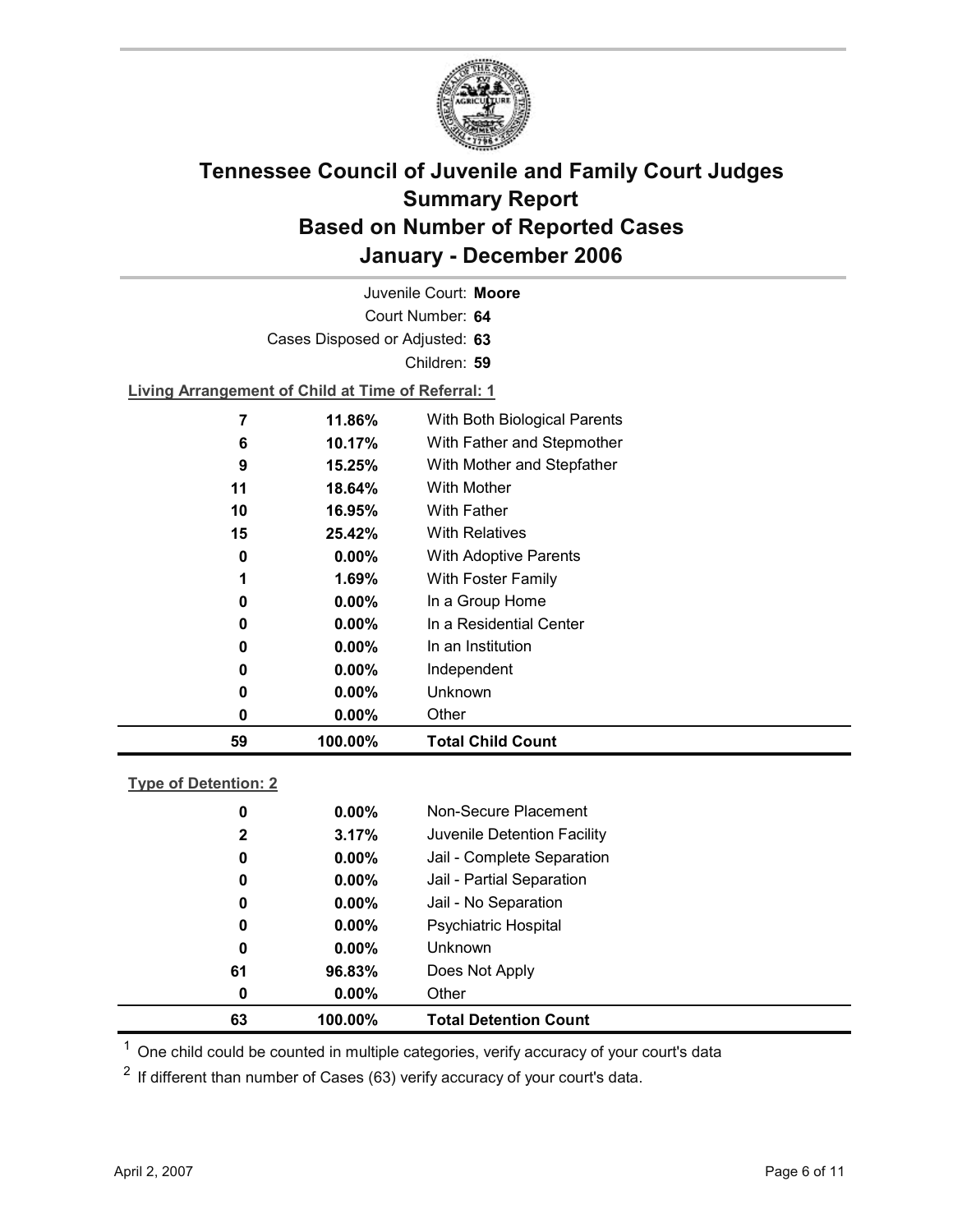# Tennessee Council of Juvenile and Family Court Judges
# Summary Report
# Based on Number of Reported Cases
# January - December 2006

Juvenile Court: **Moore**

Court Number: **64**

Cases Disposed or Adjusted: **63**

Children: **59**

**Living Arrangement of Child at Time of Referral: 1**

| Count | Percent | Living Arrangement |
|---|---|---|
| 7 | 11.86% | With Both Biological Parents |
| 6 | 10.17% | With Father and Stepmother |
| 9 | 15.25% | With Mother and Stepfather |
| 11 | 18.64% | With Mother |
| 10 | 16.95% | With Father |
| 15 | 25.42% | With Relatives |
| 0 | 0.00% | With Adoptive Parents |
| 1 | 1.69% | With Foster Family |
| 0 | 0.00% | In a Group Home |
| 0 | 0.00% | In a Residential Center |
| 0 | 0.00% | In an Institution |
| 0 | 0.00% | Independent |
| 0 | 0.00% | Unknown |
| 0 | 0.00% | Other |
| **59** | **100.00%** | **Total Child Count** |

**Type of Detention: 2**

| Count | Percent | Type of Detention |
|---|---|---|
| 0 | 0.00% | Non-Secure Placement |
| 2 | 3.17% | Juvenile Detention Facility |
| 0 | 0.00% | Jail - Complete Separation |
| 0 | 0.00% | Jail - Partial Separation |
| 0 | 0.00% | Jail - No Separation |
| 0 | 0.00% | Psychiatric Hospital |
| 0 | 0.00% | Unknown |
| 61 | 96.83% | Does Not Apply |
| 0 | 0.00% | Other |
| **63** | **100.00%** | **Total Detention Count** |

[1] One child could be counted in multiple categories, verify accuracy of your court's data

[2] If different than number of Cases (63) verify accuracy of your court's data.

April 2, 2007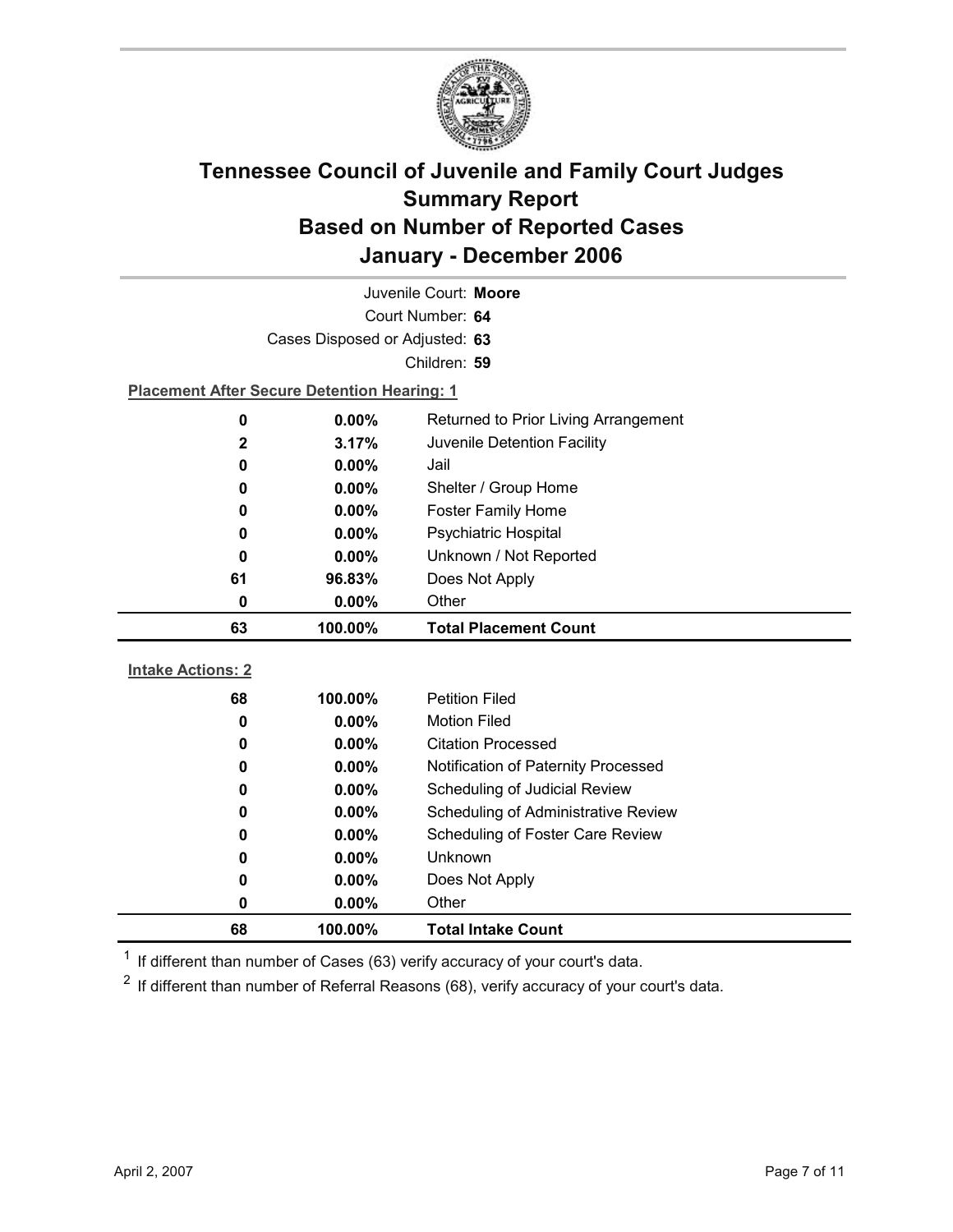# Tennessee Council of Juvenile and Family Court Judges Summary Report Based on Number of Reported Cases January - December 2006

Juvenile Court: **Moore**

Court Number: **64**

Cases Disposed or Adjusted: **63**

Children: **59**

**Placement After Secure Detention Hearing: 1**

| | | |
|---|---|---|
| 0 | 0.00% | Returned to Prior Living Arrangement |
| 2 | 3.17% | Juvenile Detention Facility |
| 0 | 0.00% | Jail |
| 0 | 0.00% | Shelter / Group Home |
| 0 | 0.00% | Foster Family Home |
| 0 | 0.00% | Psychiatric Hospital |
| 0 | 0.00% | Unknown / Not Reported |
| 61 | 96.83% | Does Not Apply |
| 0 | 0.00% | Other |
| **63** | **100.00%** | **Total Placement Count** |

**Intake Actions: 2**

| | | |
|---|---|---|
| 68 | 100.00% | Petition Filed |
| 0 | 0.00% | Motion Filed |
| 0 | 0.00% | Citation Processed |
| 0 | 0.00% | Notification of Paternity Processed |
| 0 | 0.00% | Scheduling of Judicial Review |
| 0 | 0.00% | Scheduling of Administrative Review |
| 0 | 0.00% | Scheduling of Foster Care Review |
| 0 | 0.00% | Unknown |
| 0 | 0.00% | Does Not Apply |
| 0 | 0.00% | Other |
| **68** | **100.00%** | **Total Intake Count** |

[1] If different than number of Cases (63) verify accuracy of your court's data.

[2] If different than number of Referral Reasons (68), verify accuracy of your court's data.

April 2, 2007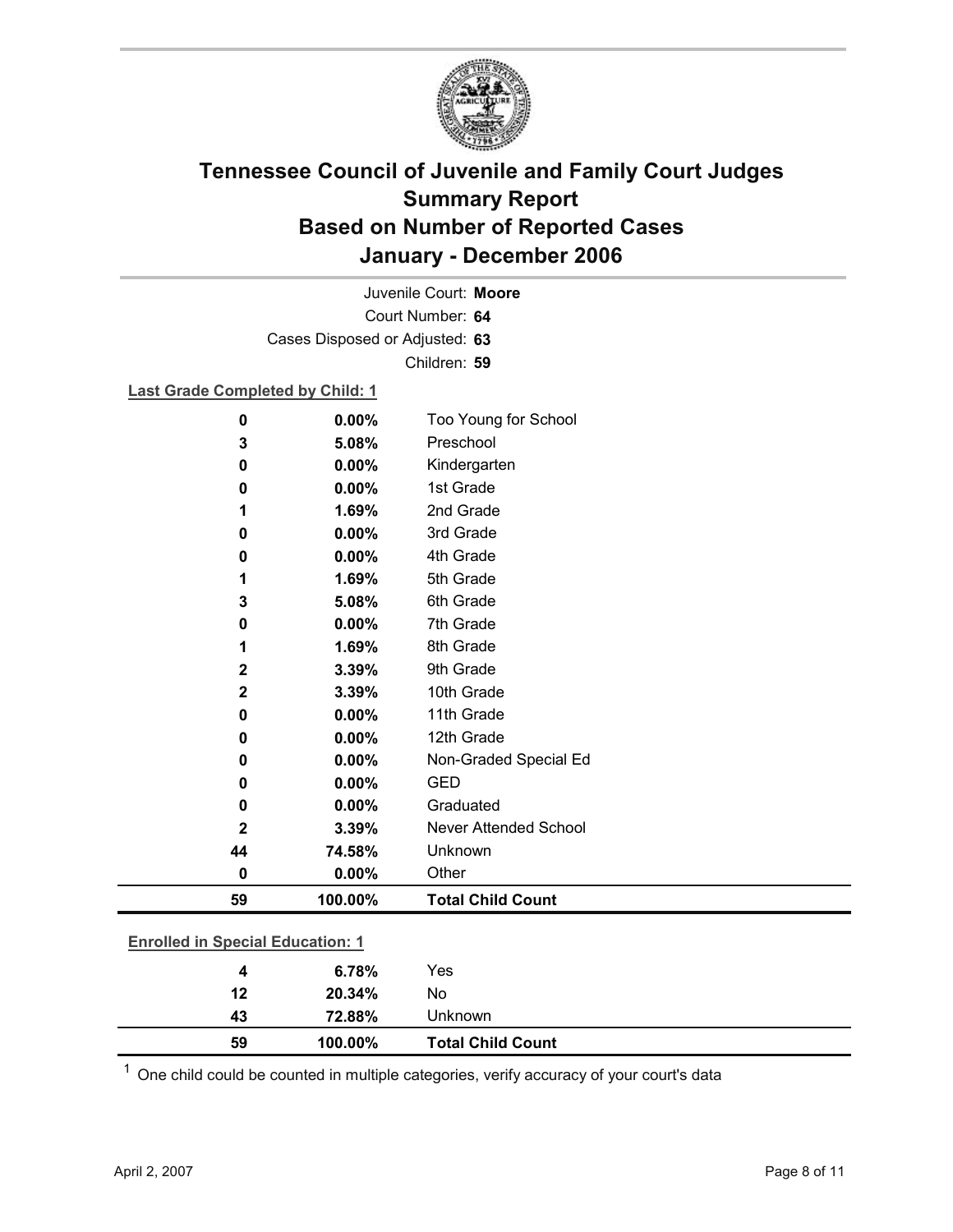# Tennessee Council of Juvenile and Family Court Judges
# Summary Report
# Based on Number of Reported Cases
# January - December 2006

Juvenile Court: **Moore**
Court Number: **64**
Cases Disposed or Adjusted: **63**
Children: **59**

**Last Grade Completed by Child: 1**

| | | |
|---|---|---|
| 0 | 0.00% | Too Young for School |
| 3 | 5.08% | Preschool |
| 0 | 0.00% | Kindergarten |
| 0 | 0.00% | 1st Grade |
| 1 | 1.69% | 2nd Grade |
| 0 | 0.00% | 3rd Grade |
| 0 | 0.00% | 4th Grade |
| 1 | 1.69% | 5th Grade |
| 3 | 5.08% | 6th Grade |
| 0 | 0.00% | 7th Grade |
| 1 | 1.69% | 8th Grade |
| 2 | 3.39% | 9th Grade |
| 2 | 3.39% | 10th Grade |
| 0 | 0.00% | 11th Grade |
| 0 | 0.00% | 12th Grade |
| 0 | 0.00% | Non-Graded Special Ed |
| 0 | 0.00% | GED |
| 0 | 0.00% | Graduated |
| 2 | 3.39% | Never Attended School |
| 44 | 74.58% | Unknown |
| 0 | 0.00% | Other |
| **59** | **100.00%** | **Total Child Count** |

**Enrolled in Special Education: 1**

| | | |
|---|---|---|
| 4 | 6.78% | Yes |
| 12 | 20.34% | No |
| 43 | 72.88% | Unknown |
| **59** | **100.00%** | **Total Child Count** |

[1] One child could be counted in multiple categories, verify accuracy of your court's data

April 2, 2007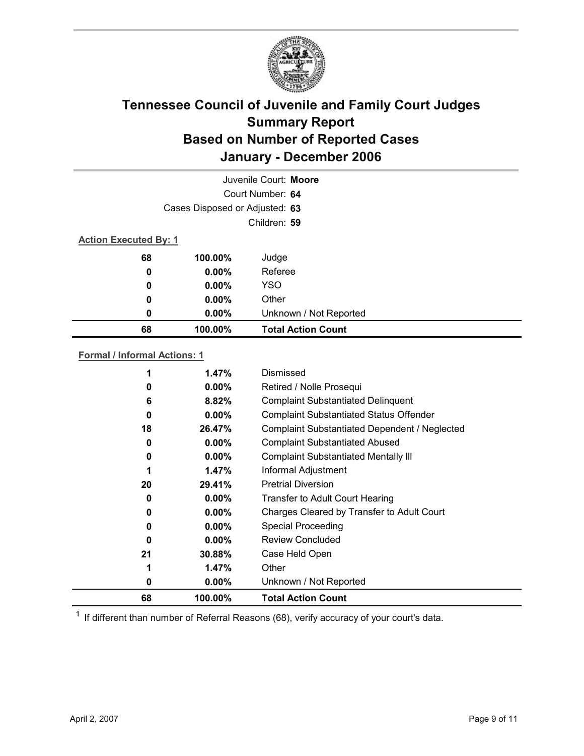# Tennessee Council of Juvenile and Family Court Judges
## Summary Report
## Based on Number of Reported Cases
## January - December 2006

Juvenile Court: **Moore**

Court Number: **64**

Cases Disposed or Adjusted: **63**

Children: **59**

**Action Executed By: 1**

| | | |
|---|---|---|
| 68 | 100.00% | Judge |
| 0 | 0.00% | Referee |
| 0 | 0.00% | YSO |
| 0 | 0.00% | Other |
| 0 | 0.00% | Unknown / Not Reported |
| **68** | **100.00%** | **Total Action Count** |

**Formal / Informal Actions: 1**

| | | |
|---|---|---|
| 1 | 1.47% | Dismissed |
| 0 | 0.00% | Retired / Nolle Prosequi |
| 6 | 8.82% | Complaint Substantiated Delinquent |
| 0 | 0.00% | Complaint Substantiated Status Offender |
| 18 | 26.47% | Complaint Substantiated Dependent / Neglected |
| 0 | 0.00% | Complaint Substantiated Abused |
| 0 | 0.00% | Complaint Substantiated Mentally Ill |
| 1 | 1.47% | Informal Adjustment |
| 20 | 29.41% | Pretrial Diversion |
| 0 | 0.00% | Transfer to Adult Court Hearing |
| 0 | 0.00% | Charges Cleared by Transfer to Adult Court |
| 0 | 0.00% | Special Proceeding |
| 0 | 0.00% | Review Concluded |
| 21 | 30.88% | Case Held Open |
| 1 | 1.47% | Other |
| 0 | 0.00% | Unknown / Not Reported |
| **68** | **100.00%** | **Total Action Count** |

[1] If different than number of Referral Reasons (68), verify accuracy of your court's data.

April 2, 2007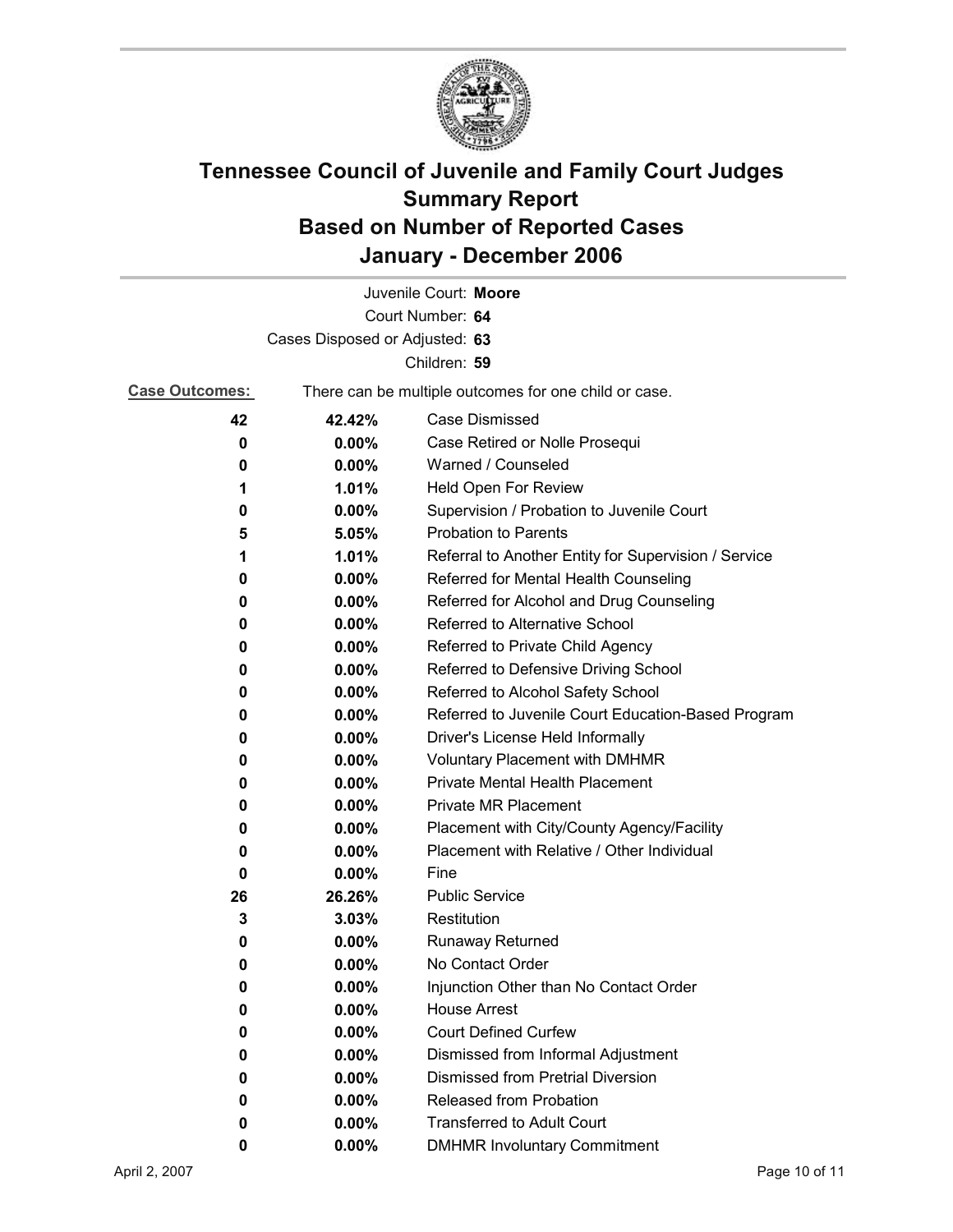# Tennessee Council of Juvenile and Family Court Judges
# Summary Report
# Based on Number of Reported Cases
# January - December 2006

Juvenile Court: **Moore**

Court Number: **64**

Cases Disposed or Adjusted: **63**

Children: **59**

**Case Outcomes:** There can be multiple outcomes for one child or case.

| | | |
|---|---|---|
| **42** | **42.42%** | Case Dismissed |
| **0** | **0.00%** | Case Retired or Nolle Prosequi |
| **0** | **0.00%** | Warned / Counseled |
| **1** | **1.01%** | Held Open For Review |
| **0** | **0.00%** | Supervision / Probation to Juvenile Court |
| **5** | **5.05%** | Probation to Parents |
| **1** | **1.01%** | Referral to Another Entity for Supervision / Service |
| **0** | **0.00%** | Referred for Mental Health Counseling |
| **0** | **0.00%** | Referred for Alcohol and Drug Counseling |
| **0** | **0.00%** | Referred to Alternative School |
| **0** | **0.00%** | Referred to Private Child Agency |
| **0** | **0.00%** | Referred to Defensive Driving School |
| **0** | **0.00%** | Referred to Alcohol Safety School |
| **0** | **0.00%** | Referred to Juvenile Court Education-Based Program |
| **0** | **0.00%** | Driver's License Held Informally |
| **0** | **0.00%** | Voluntary Placement with DMHMR |
| **0** | **0.00%** | Private Mental Health Placement |
| **0** | **0.00%** | Private MR Placement |
| **0** | **0.00%** | Placement with City/County Agency/Facility |
| **0** | **0.00%** | Placement with Relative / Other Individual |
| **0** | **0.00%** | Fine |
| **26** | **26.26%** | Public Service |
| **3** | **3.03%** | Restitution |
| **0** | **0.00%** | Runaway Returned |
| **0** | **0.00%** | No Contact Order |
| **0** | **0.00%** | Injunction Other than No Contact Order |
| **0** | **0.00%** | House Arrest |
| **0** | **0.00%** | Court Defined Curfew |
| **0** | **0.00%** | Dismissed from Informal Adjustment |
| **0** | **0.00%** | Dismissed from Pretrial Diversion |
| **0** | **0.00%** | Released from Probation |
| **0** | **0.00%** | Transferred to Adult Court |
| **0** | **0.00%** | DMHMR Involuntary Commitment |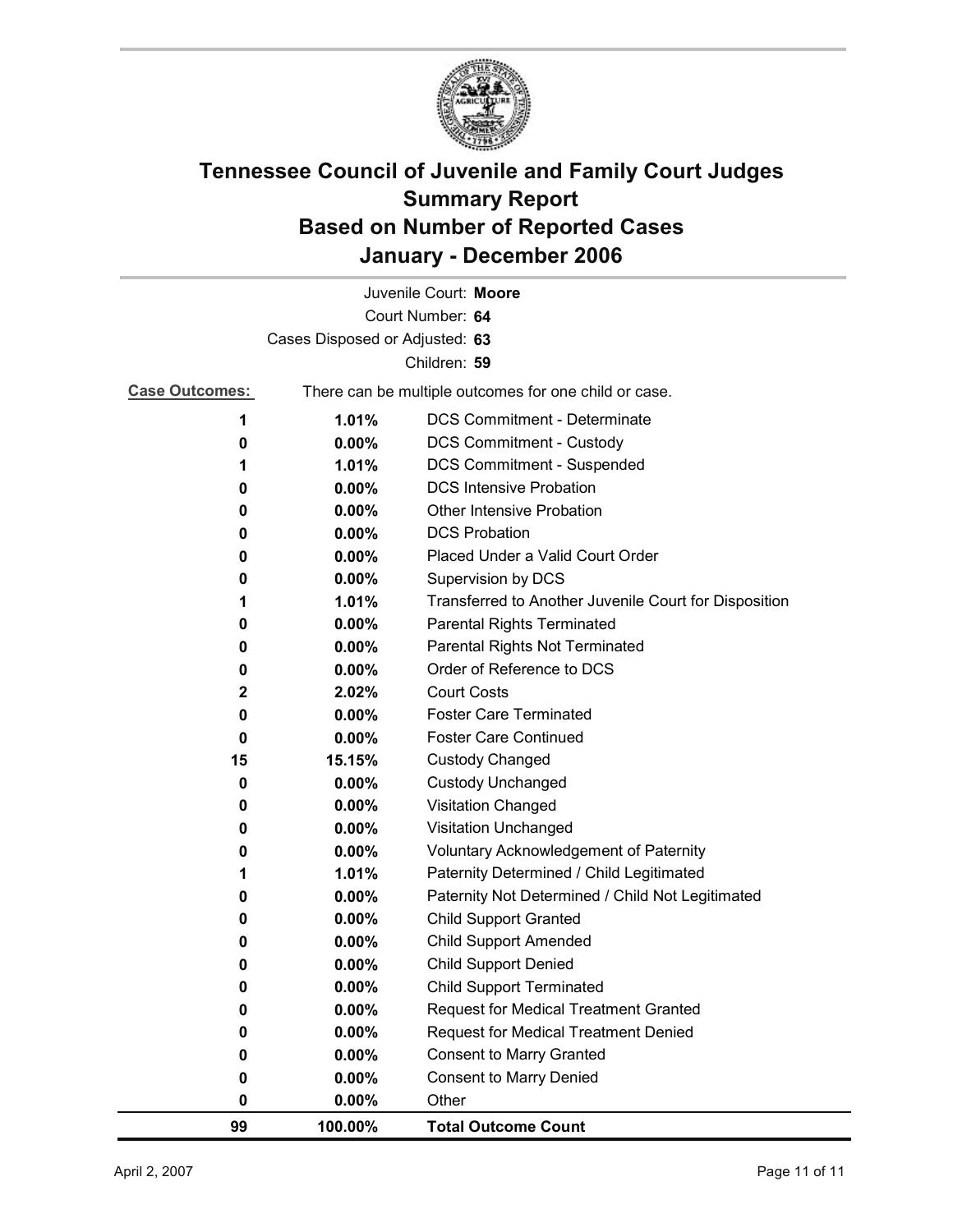# Tennessee Council of Juvenile and Family Court Judges
## Summary Report
## Based on Number of Reported Cases
## January - December 2006

Juvenile Court: **Moore**

Court Number: **64**

Cases Disposed or Adjusted: **63**

Children: **59**

**Case Outcomes:** There can be multiple outcomes for one child or case.

| | | |
|---|---|---|
| 1 | 1.01% | DCS Commitment - Determinate |
| 0 | 0.00% | DCS Commitment - Custody |
| 1 | 1.01% | DCS Commitment - Suspended |
| 0 | 0.00% | DCS Intensive Probation |
| 0 | 0.00% | Other Intensive Probation |
| 0 | 0.00% | DCS Probation |
| 0 | 0.00% | Placed Under a Valid Court Order |
| 0 | 0.00% | Supervision by DCS |
| 1 | 1.01% | Transferred to Another Juvenile Court for Disposition |
| 0 | 0.00% | Parental Rights Terminated |
| 0 | 0.00% | Parental Rights Not Terminated |
| 0 | 0.00% | Order of Reference to DCS |
| 2 | 2.02% | Court Costs |
| 0 | 0.00% | Foster Care Terminated |
| 0 | 0.00% | Foster Care Continued |
| 15 | 15.15% | Custody Changed |
| 0 | 0.00% | Custody Unchanged |
| 0 | 0.00% | Visitation Changed |
| 0 | 0.00% | Visitation Unchanged |
| 0 | 0.00% | Voluntary Acknowledgement of Paternity |
| 1 | 1.01% | Paternity Determined / Child Legitimated |
| 0 | 0.00% | Paternity Not Determined / Child Not Legitimated |
| 0 | 0.00% | Child Support Granted |
| 0 | 0.00% | Child Support Amended |
| 0 | 0.00% | Child Support Denied |
| 0 | 0.00% | Child Support Terminated |
| 0 | 0.00% | Request for Medical Treatment Granted |
| 0 | 0.00% | Request for Medical Treatment Denied |
| 0 | 0.00% | Consent to Marry Granted |
| 0 | 0.00% | Consent to Marry Denied |
| 0 | 0.00% | Other |
| **99** | **100.00%** | **Total Outcome Count** |

April 2, 2007